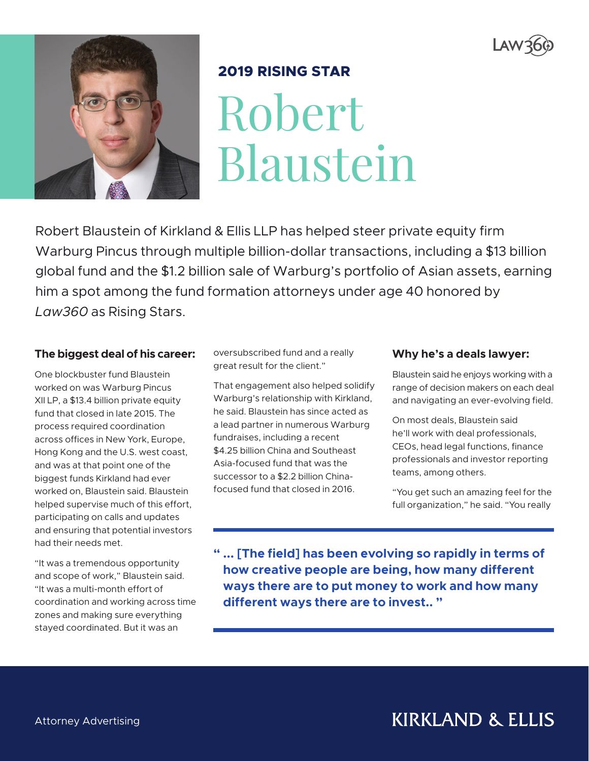**2019 RISING STAR**

# Robert Blaustein

Robert Blaustein of Kirkland & Ellis LLP has helped steer private equity firm Warburg Pincus through multiple billion-dollar transactions, including a $13 billion global fund and the $1.2 billion sale of Warburg's portfolio of Asian assets, earning him a spot among the fund formation attorneys under age 40 honored by *Law360* as Rising Stars.

### The biggest deal of his career:

One blockbuster fund Blaustein worked on was Warburg Pincus XII LP, a $13.4 billion private equity fund that closed in late 2015. The process required coordination across offices in New York, Europe, Hong Kong and the U.S. west coast, and was at that point one of the biggest funds Kirkland had ever worked on, Blaustein said. Blaustein helped supervise much of this effort, participating on calls and updates and ensuring that potential investors had their needs met.

"It was a tremendous opportunity and scope of work," Blaustein said. "It was a multi-month effort of coordination and working across time zones and making sure everything stayed coordinated. But it was an oversubscribed fund and a really great result for the client."

That engagement also helped solidify Warburg's relationship with Kirkland, he said. Blaustein has since acted as a lead partner in numerous Warburg fundraises, including a recent $4.25 billion China and Southeast Asia-focused fund that was the successor to a $2.2 billion China-focused fund that closed in 2016.

### Why he's a deals lawyer:

Blaustein said he enjoys working with a range of decision makers on each deal and navigating an ever-evolving field.

On most deals, Blaustein said he'll work with deal professionals, CEOs, head legal functions, finance professionals and investor reporting teams, among others.

"You get such an amazing feel for the full organization," he said. "You really

> **" ... [The field] has been evolving so rapidly in terms of how creative people are being, how many different ways there are to put money to work and how many different ways there are to invest.. "**

Attorney Advertising

KIRKLAND & ELLIS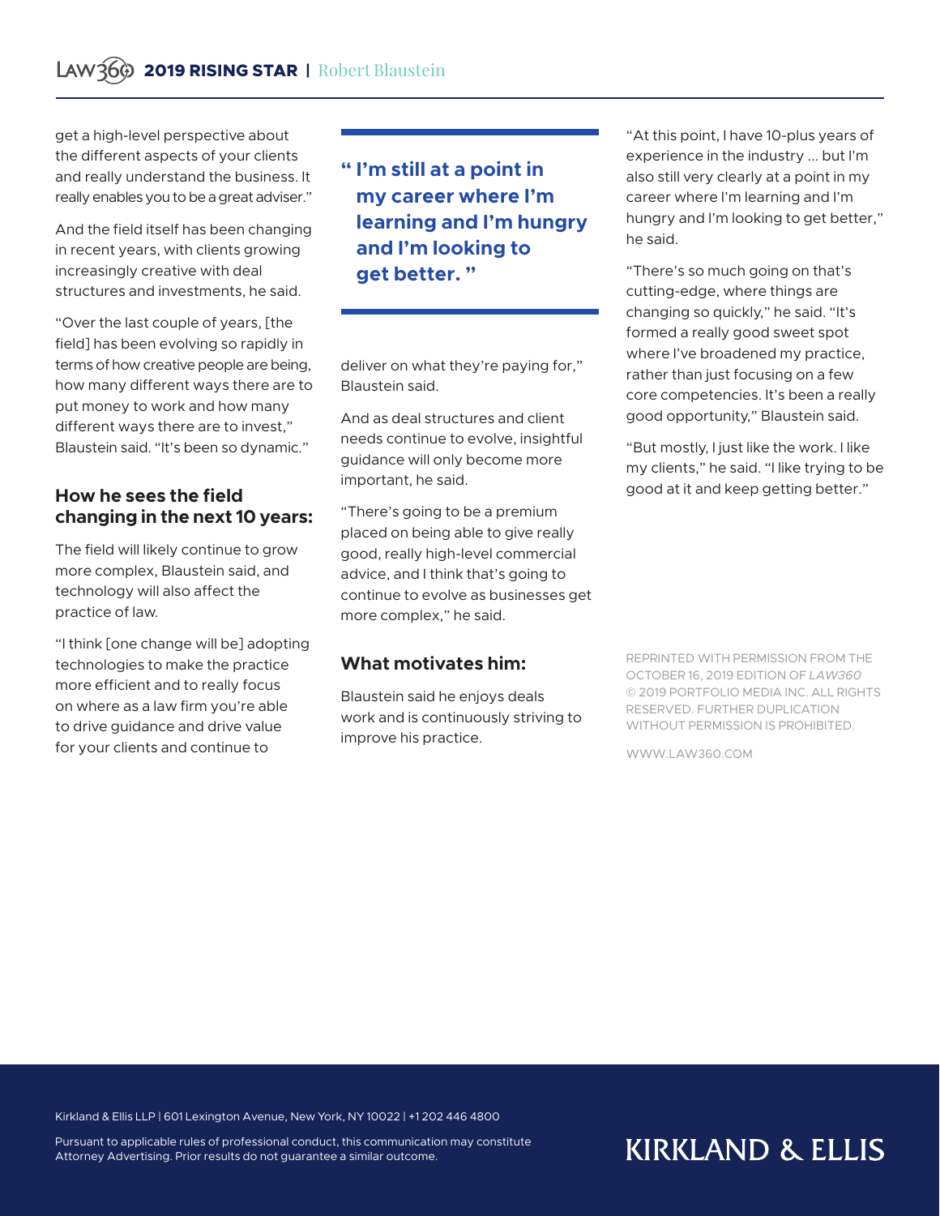get a high-level perspective about the different aspects of your clients and really understand the business. It really enables you to be a great adviser."

And the field itself has been changing in recent years, with clients growing increasingly creative with deal structures and investments, he said.

"Over the last couple of years, [the field] has been evolving so rapidly in terms of how creative people are being, how many different ways there are to put money to work and how many different ways there are to invest," Blaustein said. "It's been so dynamic."

## How he sees the field changing in the next 10 years:

The field will likely continue to grow more complex, Blaustein said, and technology will also affect the practice of law.

"I think [one change will be] adopting technologies to make the practice more efficient and to really focus on where as a law firm you're able to drive guidance and drive value for your clients and continue to deliver on what they're paying for," Blaustein said.

**" I'm still at a point in my career where I'm learning and I'm hungry and I'm looking to get better. "**

And as deal structures and client needs continue to evolve, insightful guidance will only become more important, he said.

"There's going to be a premium placed on being able to give really good, really high-level commercial advice, and I think that's going to continue to evolve as businesses get more complex," he said.

## What motivates him:

Blaustein said he enjoys deals work and is continuously striving to improve his practice.

"At this point, I have 10-plus years of experience in the industry ... but I'm also still very clearly at a point in my career where I'm learning and I'm hungry and I'm looking to get better," he said.

"There's so much going on that's cutting-edge, where things are changing so quickly," he said. "It's formed a really good sweet spot where I've broadened my practice, rather than just focusing on a few core competencies. It's been a really good opportunity," Blaustein said.

"But mostly, I just like the work. I like my clients," he said. "I like trying to be good at it and keep getting better."

REPRINTED WITH PERMISSION FROM THE OCTOBER 16, 2019 EDITION OF *LAW360* © 2019 PORTFOLIO MEDIA INC. ALL RIGHTS RESERVED. FURTHER DUPLICATION WITHOUT PERMISSION IS PROHIBITED.

WWW.LAW360.COM

Kirkland & Ellis LLP | 601 Lexington Avenue, New York, NY 10022 | +1 202 446 4800

Pursuant to applicable rules of professional conduct, this communication may constitute Attorney Advertising. Prior results do not guarantee a similar outcome.

KIRKLAND & ELLIS